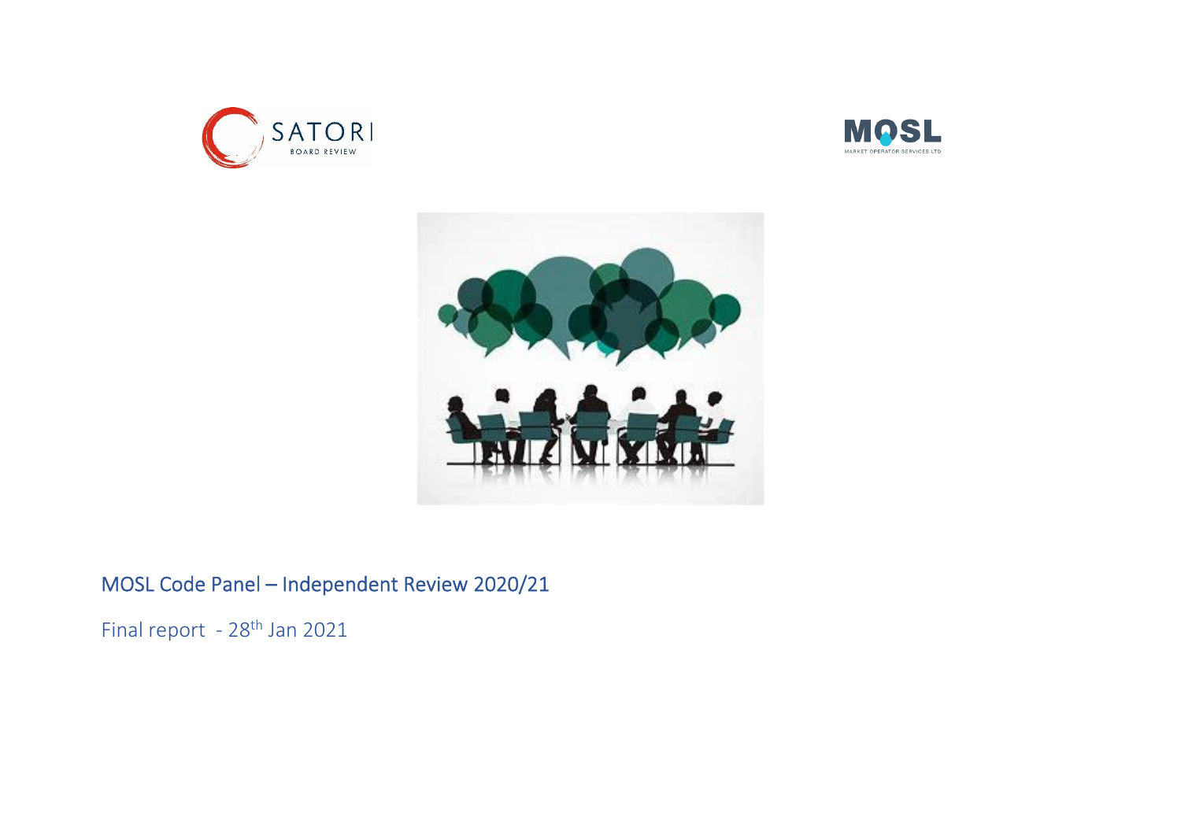# MOSL Code Panel – Independent Review 2020/21

Final report - 28th Jan 2021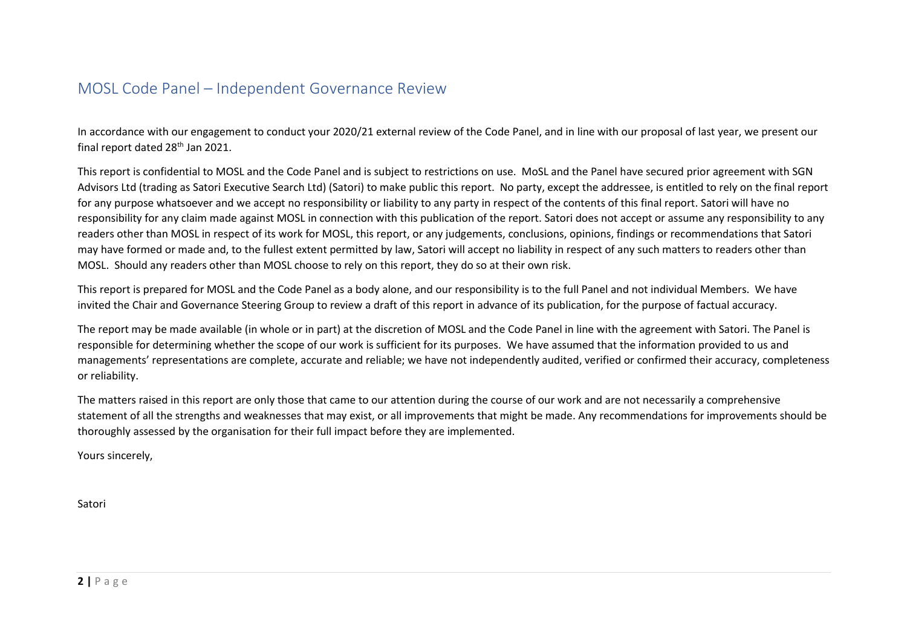## MOSL Code Panel – Independent Governance Review

In accordance with our engagement to conduct your 2020/21 external review of the Code Panel, and in line with our proposal of last year, we present our final report dated 28th Jan 2021.

This report is confidential to MOSL and the Code Panel and is subject to restrictions on use. MoSL and the Panel have secured prior agreement with SGN Advisors Ltd (trading as Satori Executive Search Ltd) (Satori) to make public this report. No party, except the addressee, is entitled to rely on the final report for any purpose whatsoever and we accept no responsibility or liability to any party in respect of the contents of this final report. Satori will have no responsibility for any claim made against MOSL in connection with this publication of the report. Satori does not accept or assume any responsibility to any readers other than MOSL in respect of its work for MOSL, this report, or any judgements, conclusions, opinions, findings or recommendations that Satori may have formed or made and, to the fullest extent permitted by law, Satori will accept no liability in respect of any such matters to readers other than MOSL. Should any readers other than MOSL choose to rely on this report, they do so at their own risk.

This report is prepared for MOSL and the Code Panel as a body alone, and our responsibility is to the full Panel and not individual Members. We have invited the Chair and Governance Steering Group to review a draft of this report in advance of its publication, for the purpose of factual accuracy.

The report may be made available (in whole or in part) at the discretion of MOSL and the Code Panel in line with the agreement with Satori. The Panel is responsible for determining whether the scope of our work is sufficient for its purposes. We have assumed that the information provided to us and managements' representations are complete, accurate and reliable; we have not independently audited, verified or confirmed their accuracy, completeness or reliability.

The matters raised in this report are only those that came to our attention during the course of our work and are not necessarily a comprehensive statement of all the strengths and weaknesses that may exist, or all improvements that might be made. Any recommendations for improvements should be thoroughly assessed by the organisation for their full impact before they are implemented.

Yours sincerely,

Satori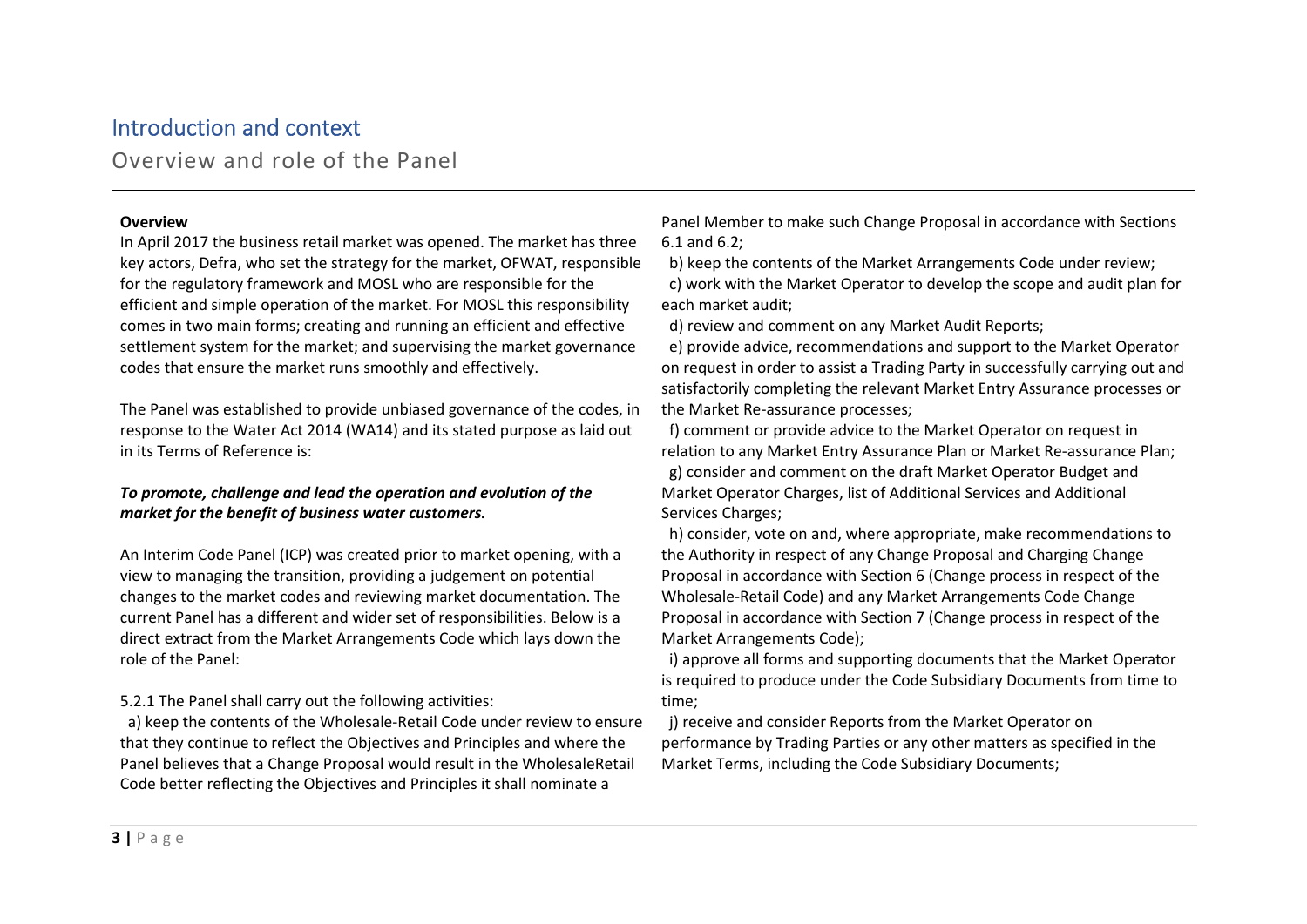# Introduction and context

## Overview and role of the Panel

**Overview**

In April 2017 the business retail market was opened. The market has three key actors, Defra, who set the strategy for the market, OFWAT, responsible for the regulatory framework and MOSL who are responsible for the efficient and simple operation of the market. For MOSL this responsibility comes in two main forms; creating and running an efficient and effective settlement system for the market; and supervising the market governance codes that ensure the market runs smoothly and effectively.

The Panel was established to provide unbiased governance of the codes, in response to the Water Act 2014 (WA14) and its stated purpose as laid out in its Terms of Reference is:

***To promote, challenge and lead the operation and evolution of the market for the benefit of business water customers.***

An Interim Code Panel (ICP) was created prior to market opening, with a view to managing the transition, providing a judgement on potential changes to the market codes and reviewing market documentation. The current Panel has a different and wider set of responsibilities. Below is a direct extract from the Market Arrangements Code which lays down the role of the Panel:

5.2.1 The Panel shall carry out the following activities:

a) keep the contents of the Wholesale-Retail Code under review to ensure that they continue to reflect the Objectives and Principles and where the Panel believes that a Change Proposal would result in the WholesaleRetail Code better reflecting the Objectives and Principles it shall nominate a Panel Member to make such Change Proposal in accordance with Sections 6.1 and 6.2;

b) keep the contents of the Market Arrangements Code under review;

c) work with the Market Operator to develop the scope and audit plan for each market audit;

d) review and comment on any Market Audit Reports;

e) provide advice, recommendations and support to the Market Operator on request in order to assist a Trading Party in successfully carrying out and satisfactorily completing the relevant Market Entry Assurance processes or the Market Re-assurance processes;

f) comment or provide advice to the Market Operator on request in relation to any Market Entry Assurance Plan or Market Re-assurance Plan;

g) consider and comment on the draft Market Operator Budget and Market Operator Charges, list of Additional Services and Additional Services Charges;

h) consider, vote on and, where appropriate, make recommendations to the Authority in respect of any Change Proposal and Charging Change Proposal in accordance with Section 6 (Change process in respect of the Wholesale-Retail Code) and any Market Arrangements Code Change Proposal in accordance with Section 7 (Change process in respect of the Market Arrangements Code);

i) approve all forms and supporting documents that the Market Operator is required to produce under the Code Subsidiary Documents from time to time;

j) receive and consider Reports from the Market Operator on performance by Trading Parties or any other matters as specified in the Market Terms, including the Code Subsidiary Documents;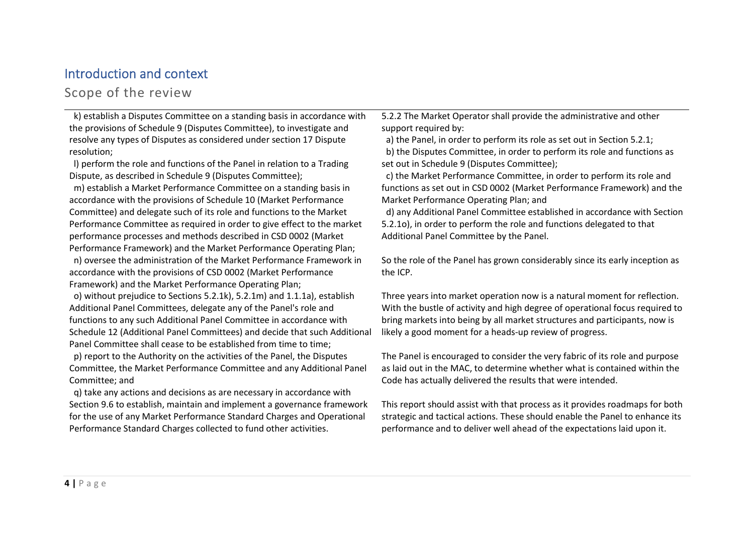## Introduction and context

### Scope of the review

k) establish a Disputes Committee on a standing basis in accordance with the provisions of Schedule 9 (Disputes Committee), to investigate and resolve any types of Disputes as considered under section 17 Dispute resolution;

l) perform the role and functions of the Panel in relation to a Trading Dispute, as described in Schedule 9 (Disputes Committee);

m) establish a Market Performance Committee on a standing basis in accordance with the provisions of Schedule 10 (Market Performance Committee) and delegate such of its role and functions to the Market Performance Committee as required in order to give effect to the market performance processes and methods described in CSD 0002 (Market Performance Framework) and the Market Performance Operating Plan;

n) oversee the administration of the Market Performance Framework in accordance with the provisions of CSD 0002 (Market Performance Framework) and the Market Performance Operating Plan;

o) without prejudice to Sections 5.2.1k), 5.2.1m) and 1.1.1a), establish Additional Panel Committees, delegate any of the Panel's role and functions to any such Additional Panel Committee in accordance with Schedule 12 (Additional Panel Committees) and decide that such Additional Panel Committee shall cease to be established from time to time;

p) report to the Authority on the activities of the Panel, the Disputes Committee, the Market Performance Committee and any Additional Panel Committee; and

q) take any actions and decisions as are necessary in accordance with Section 9.6 to establish, maintain and implement a governance framework for the use of any Market Performance Standard Charges and Operational Performance Standard Charges collected to fund other activities.

5.2.2 The Market Operator shall provide the administrative and other support required by:

a) the Panel, in order to perform its role as set out in Section 5.2.1;

b) the Disputes Committee, in order to perform its role and functions as set out in Schedule 9 (Disputes Committee);

c) the Market Performance Committee, in order to perform its role and functions as set out in CSD 0002 (Market Performance Framework) and the Market Performance Operating Plan; and

d) any Additional Panel Committee established in accordance with Section 5.2.1o), in order to perform the role and functions delegated to that Additional Panel Committee by the Panel.

So the role of the Panel has grown considerably since its early inception as the ICP.

Three years into market operation now is a natural moment for reflection. With the bustle of activity and high degree of operational focus required to bring markets into being by all market structures and participants, now is likely a good moment for a heads-up review of progress.

The Panel is encouraged to consider the very fabric of its role and purpose as laid out in the MAC, to determine whether what is contained within the Code has actually delivered the results that were intended.

This report should assist with that process as it provides roadmaps for both strategic and tactical actions. These should enable the Panel to enhance its performance and to deliver well ahead of the expectations laid upon it.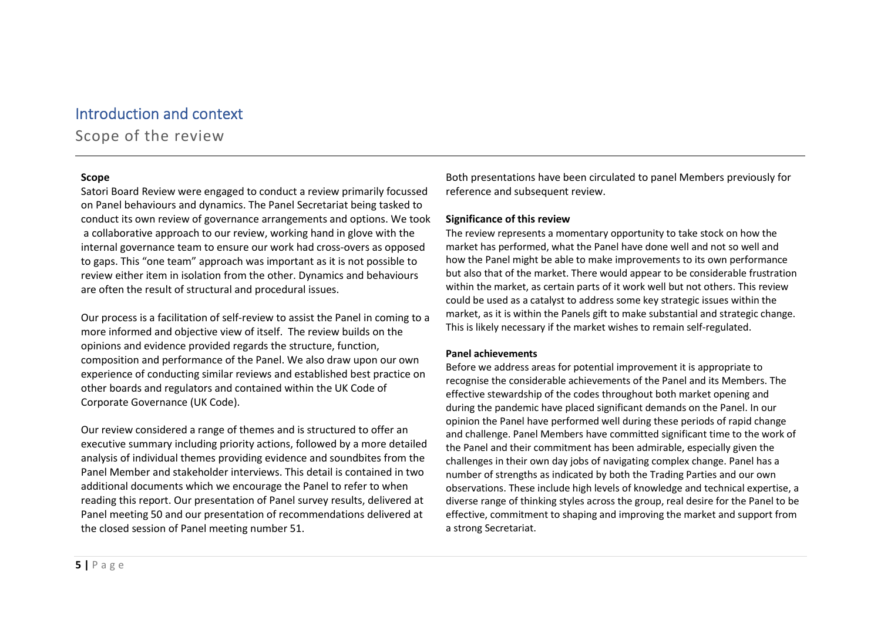# Introduction and context

## Scope of the review

**Scope**

Satori Board Review were engaged to conduct a review primarily focussed on Panel behaviours and dynamics. The Panel Secretariat being tasked to conduct its own review of governance arrangements and options. We took a collaborative approach to our review, working hand in glove with the internal governance team to ensure our work had cross-overs as opposed to gaps. This "one team" approach was important as it is not possible to review either item in isolation from the other. Dynamics and behaviours are often the result of structural and procedural issues.

Our process is a facilitation of self-review to assist the Panel in coming to a more informed and objective view of itself. The review builds on the opinions and evidence provided regards the structure, function, composition and performance of the Panel. We also draw upon our own experience of conducting similar reviews and established best practice on other boards and regulators and contained within the UK Code of Corporate Governance (UK Code).

Our review considered a range of themes and is structured to offer an executive summary including priority actions, followed by a more detailed analysis of individual themes providing evidence and soundbites from the Panel Member and stakeholder interviews. This detail is contained in two additional documents which we encourage the Panel to refer to when reading this report. Our presentation of Panel survey results, delivered at Panel meeting 50 and our presentation of recommendations delivered at the closed session of Panel meeting number 51.

Both presentations have been circulated to panel Members previously for reference and subsequent review.

**Significance of this review**

The review represents a momentary opportunity to take stock on how the market has performed, what the Panel have done well and not so well and how the Panel might be able to make improvements to its own performance but also that of the market. There would appear to be considerable frustration within the market, as certain parts of it work well but not others. This review could be used as a catalyst to address some key strategic issues within the market, as it is within the Panels gift to make substantial and strategic change. This is likely necessary if the market wishes to remain self-regulated.

**Panel achievements**

Before we address areas for potential improvement it is appropriate to recognise the considerable achievements of the Panel and its Members. The effective stewardship of the codes throughout both market opening and during the pandemic have placed significant demands on the Panel. In our opinion the Panel have performed well during these periods of rapid change and challenge. Panel Members have committed significant time to the work of the Panel and their commitment has been admirable, especially given the challenges in their own day jobs of navigating complex change. Panel has a number of strengths as indicated by both the Trading Parties and our own observations. These include high levels of knowledge and technical expertise, a diverse range of thinking styles across the group, real desire for the Panel to be effective, commitment to shaping and improving the market and support from a strong Secretariat.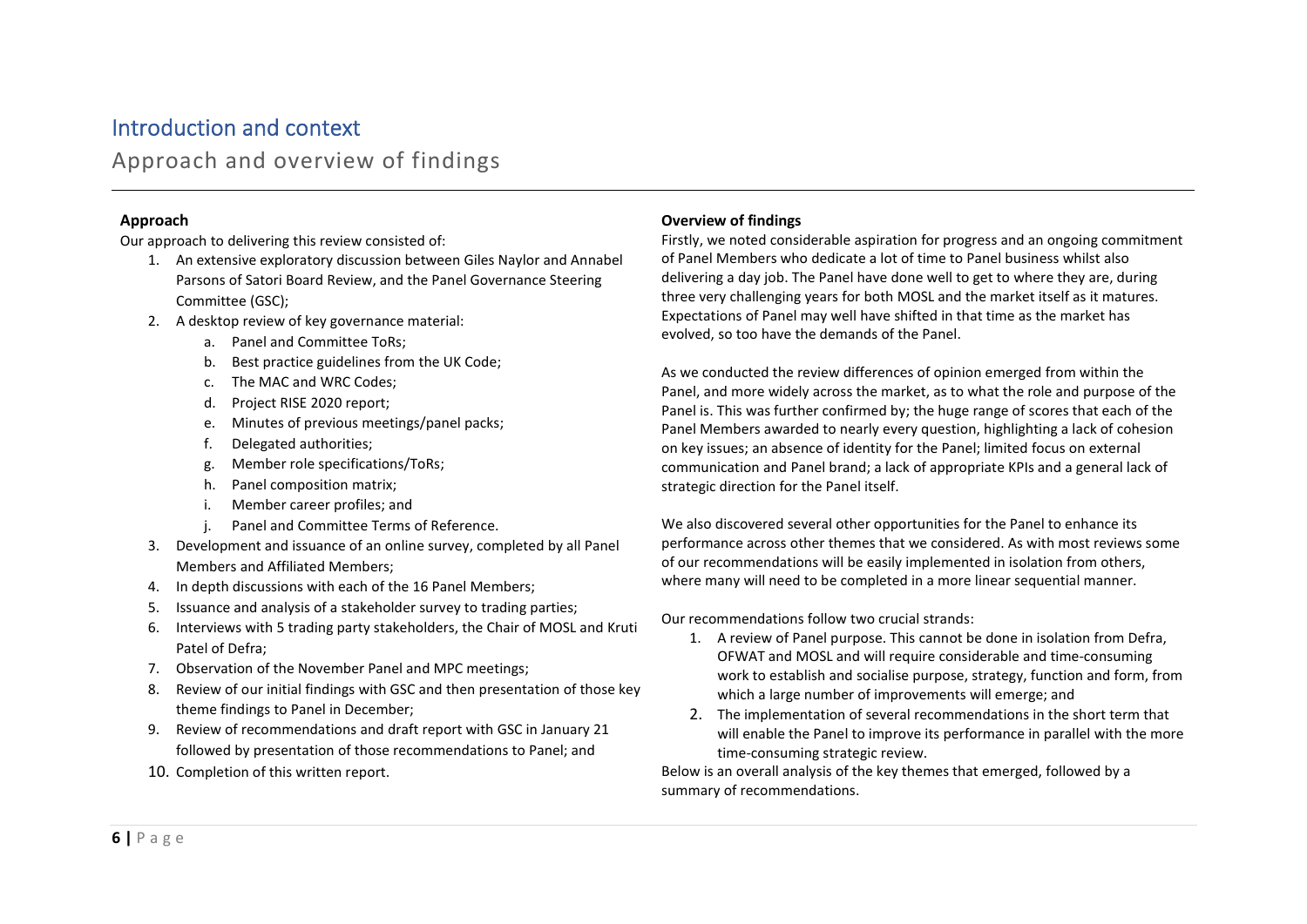# Introduction and context

## Approach and overview of findings

### Approach

Our approach to delivering this review consisted of:

1. An extensive exploratory discussion between Giles Naylor and Annabel Parsons of Satori Board Review, and the Panel Governance Steering Committee (GSC);
2. A desktop review of key governance material:
    a. Panel and Committee ToRs;
    b. Best practice guidelines from the UK Code;
    c. The MAC and WRC Codes;
    d. Project RISE 2020 report;
    e. Minutes of previous meetings/panel packs;
    f. Delegated authorities;
    g. Member role specifications/ToRs;
    h. Panel composition matrix;
    i. Member career profiles; and
    j. Panel and Committee Terms of Reference.
3. Development and issuance of an online survey, completed by all Panel Members and Affiliated Members;
4. In depth discussions with each of the 16 Panel Members;
5. Issuance and analysis of a stakeholder survey to trading parties;
6. Interviews with 5 trading party stakeholders, the Chair of MOSL and Kruti Patel of Defra;
7. Observation of the November Panel and MPC meetings;
8. Review of our initial findings with GSC and then presentation of those key theme findings to Panel in December;
9. Review of recommendations and draft report with GSC in January 21 followed by presentation of those recommendations to Panel; and
10. Completion of this written report.

### Overview of findings

Firstly, we noted considerable aspiration for progress and an ongoing commitment of Panel Members who dedicate a lot of time to Panel business whilst also delivering a day job. The Panel have done well to get to where they are, during three very challenging years for both MOSL and the market itself as it matures. Expectations of Panel may well have shifted in that time as the market has evolved, so too have the demands of the Panel.

As we conducted the review differences of opinion emerged from within the Panel, and more widely across the market, as to what the role and purpose of the Panel is. This was further confirmed by; the huge range of scores that each of the Panel Members awarded to nearly every question, highlighting a lack of cohesion on key issues; an absence of identity for the Panel; limited focus on external communication and Panel brand; a lack of appropriate KPIs and a general lack of strategic direction for the Panel itself.

We also discovered several other opportunities for the Panel to enhance its performance across other themes that we considered. As with most reviews some of our recommendations will be easily implemented in isolation from others, where many will need to be completed in a more linear sequential manner.

Our recommendations follow two crucial strands:

1. A review of Panel purpose. This cannot be done in isolation from Defra, OFWAT and MOSL and will require considerable and time-consuming work to establish and socialise purpose, strategy, function and form, from which a large number of improvements will emerge; and
2. The implementation of several recommendations in the short term that will enable the Panel to improve its performance in parallel with the more time-consuming strategic review.

Below is an overall analysis of the key themes that emerged, followed by a summary of recommendations.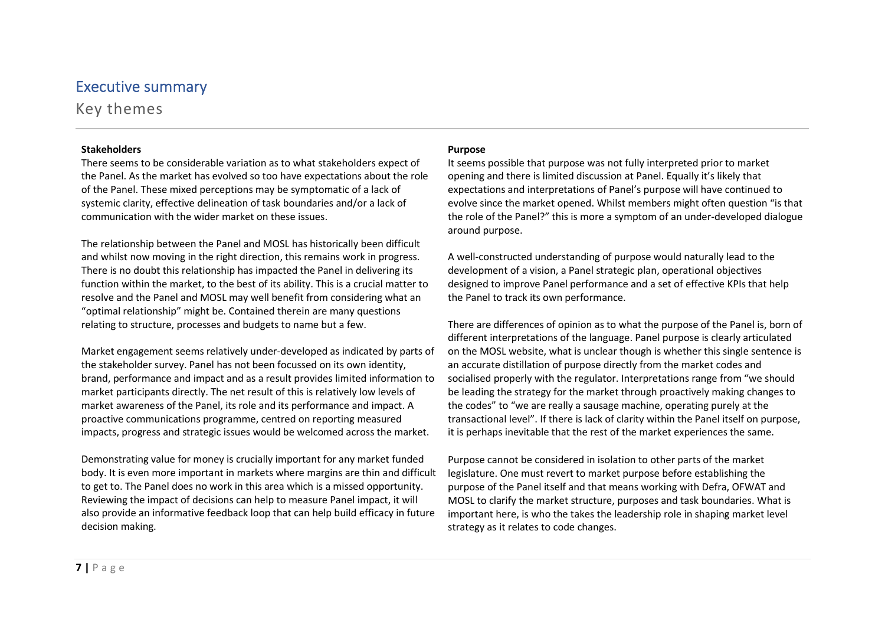# Executive summary

## Key themes

### Stakeholders

There seems to be considerable variation as to what stakeholders expect of the Panel. As the market has evolved so too have expectations about the role of the Panel. These mixed perceptions may be symptomatic of a lack of systemic clarity, effective delineation of task boundaries and/or a lack of communication with the wider market on these issues.

The relationship between the Panel and MOSL has historically been difficult and whilst now moving in the right direction, this remains work in progress. There is no doubt this relationship has impacted the Panel in delivering its function within the market, to the best of its ability. This is a crucial matter to resolve and the Panel and MOSL may well benefit from considering what an "optimal relationship" might be. Contained therein are many questions relating to structure, processes and budgets to name but a few.

Market engagement seems relatively under-developed as indicated by parts of the stakeholder survey. Panel has not been focussed on its own identity, brand, performance and impact and as a result provides limited information to market participants directly. The net result of this is relatively low levels of market awareness of the Panel, its role and its performance and impact. A proactive communications programme, centred on reporting measured impacts, progress and strategic issues would be welcomed across the market.

Demonstrating value for money is crucially important for any market funded body. It is even more important in markets where margins are thin and difficult to get to. The Panel does no work in this area which is a missed opportunity. Reviewing the impact of decisions can help to measure Panel impact, it will also provide an informative feedback loop that can help build efficacy in future decision making.

### Purpose

It seems possible that purpose was not fully interpreted prior to market opening and there is limited discussion at Panel. Equally it's likely that expectations and interpretations of Panel's purpose will have continued to evolve since the market opened. Whilst members might often question "is that the role of the Panel?" this is more a symptom of an under-developed dialogue around purpose.

A well-constructed understanding of purpose would naturally lead to the development of a vision, a Panel strategic plan, operational objectives designed to improve Panel performance and a set of effective KPIs that help the Panel to track its own performance.

There are differences of opinion as to what the purpose of the Panel is, born of different interpretations of the language. Panel purpose is clearly articulated on the MOSL website, what is unclear though is whether this single sentence is an accurate distillation of purpose directly from the market codes and socialised properly with the regulator. Interpretations range from "we should be leading the strategy for the market through proactively making changes to the codes" to "we are really a sausage machine, operating purely at the transactional level". If there is lack of clarity within the Panel itself on purpose, it is perhaps inevitable that the rest of the market experiences the same.

Purpose cannot be considered in isolation to other parts of the market legislature. One must revert to market purpose before establishing the purpose of the Panel itself and that means working with Defra, OFWAT and MOSL to clarify the market structure, purposes and task boundaries. What is important here, is who the takes the leadership role in shaping market level strategy as it relates to code changes.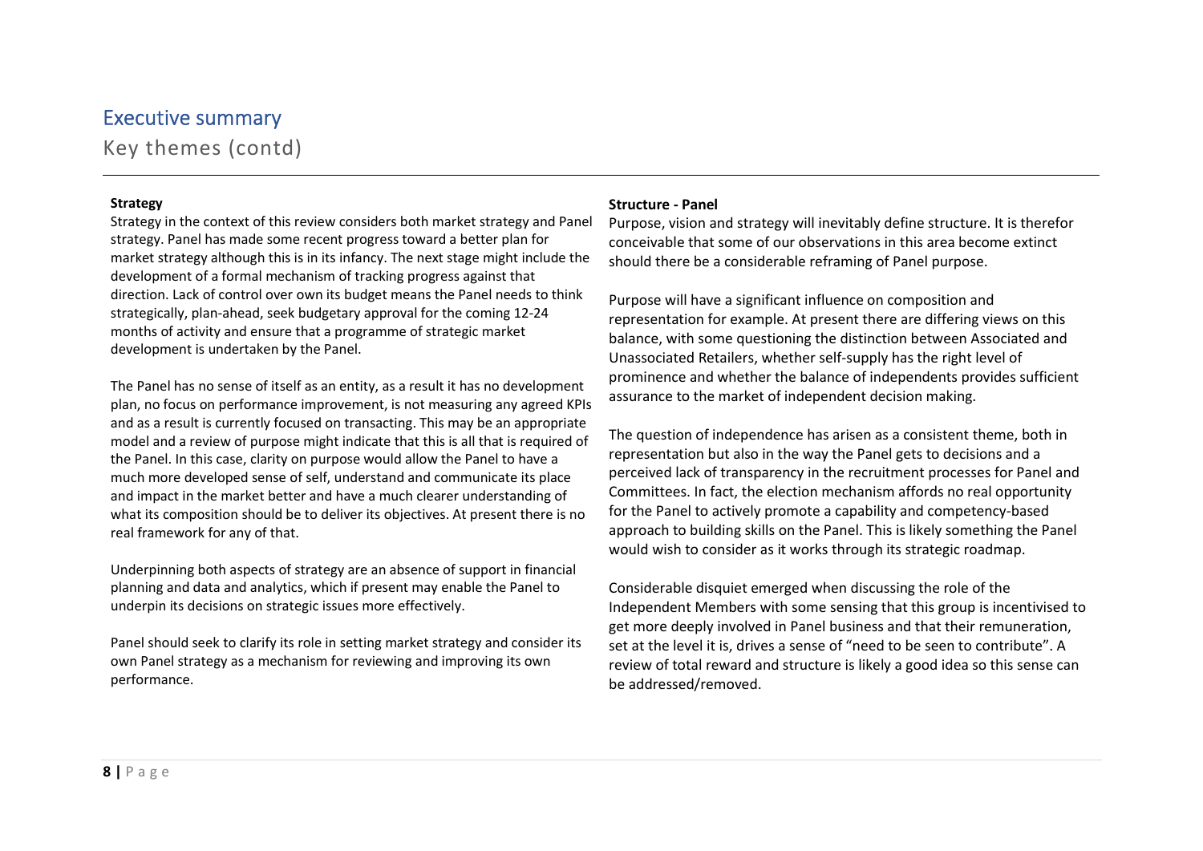## Executive summary

### Key themes (contd)

**Strategy**

Strategy in the context of this review considers both market strategy and Panel strategy. Panel has made some recent progress toward a better plan for market strategy although this is in its infancy. The next stage might include the development of a formal mechanism of tracking progress against that direction. Lack of control over own its budget means the Panel needs to think strategically, plan-ahead, seek budgetary approval for the coming 12-24 months of activity and ensure that a programme of strategic market development is undertaken by the Panel.

The Panel has no sense of itself as an entity, as a result it has no development plan, no focus on performance improvement, is not measuring any agreed KPIs and as a result is currently focused on transacting. This may be an appropriate model and a review of purpose might indicate that this is all that is required of the Panel. In this case, clarity on purpose would allow the Panel to have a much more developed sense of self, understand and communicate its place and impact in the market better and have a much clearer understanding of what its composition should be to deliver its objectives. At present there is no real framework for any of that.

Underpinning both aspects of strategy are an absence of support in financial planning and data and analytics, which if present may enable the Panel to underpin its decisions on strategic issues more effectively.

Panel should seek to clarify its role in setting market strategy and consider its own Panel strategy as a mechanism for reviewing and improving its own performance.

**Structure - Panel**

Purpose, vision and strategy will inevitably define structure. It is therefor conceivable that some of our observations in this area become extinct should there be a considerable reframing of Panel purpose.

Purpose will have a significant influence on composition and representation for example. At present there are differing views on this balance, with some questioning the distinction between Associated and Unassociated Retailers, whether self-supply has the right level of prominence and whether the balance of independents provides sufficient assurance to the market of independent decision making.

The question of independence has arisen as a consistent theme, both in representation but also in the way the Panel gets to decisions and a perceived lack of transparency in the recruitment processes for Panel and Committees. In fact, the election mechanism affords no real opportunity for the Panel to actively promote a capability and competency-based approach to building skills on the Panel. This is likely something the Panel would wish to consider as it works through its strategic roadmap.

Considerable disquiet emerged when discussing the role of the Independent Members with some sensing that this group is incentivised to get more deeply involved in Panel business and that their remuneration, set at the level it is, drives a sense of "need to be seen to contribute". A review of total reward and structure is likely a good idea so this sense can be addressed/removed.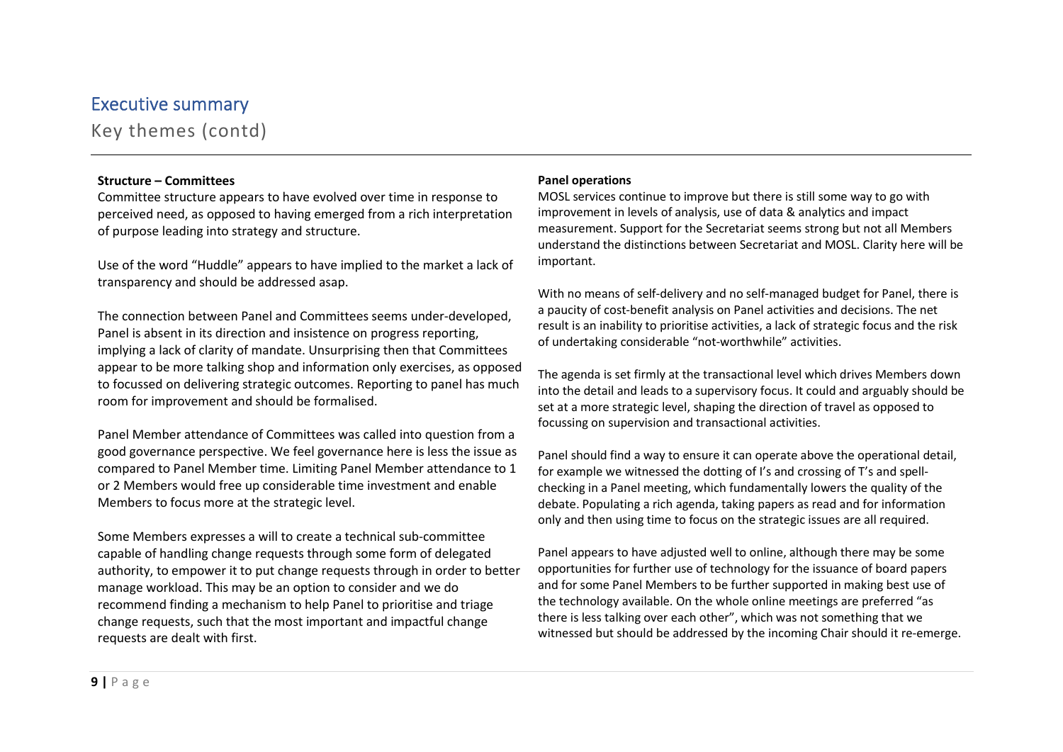## Executive summary

### Key themes (contd)

**Structure – Committees**

Committee structure appears to have evolved over time in response to perceived need, as opposed to having emerged from a rich interpretation of purpose leading into strategy and structure.

Use of the word "Huddle" appears to have implied to the market a lack of transparency and should be addressed asap.

The connection between Panel and Committees seems under-developed, Panel is absent in its direction and insistence on progress reporting, implying a lack of clarity of mandate. Unsurprising then that Committees appear to be more talking shop and information only exercises, as opposed to focussed on delivering strategic outcomes. Reporting to panel has much room for improvement and should be formalised.

Panel Member attendance of Committees was called into question from a good governance perspective. We feel governance here is less the issue as compared to Panel Member time. Limiting Panel Member attendance to 1 or 2 Members would free up considerable time investment and enable Members to focus more at the strategic level.

Some Members expresses a will to create a technical sub-committee capable of handling change requests through some form of delegated authority, to empower it to put change requests through in order to better manage workload. This may be an option to consider and we do recommend finding a mechanism to help Panel to prioritise and triage change requests, such that the most important and impactful change requests are dealt with first.

**Panel operations**

MOSL services continue to improve but there is still some way to go with improvement in levels of analysis, use of data & analytics and impact measurement. Support for the Secretariat seems strong but not all Members understand the distinctions between Secretariat and MOSL. Clarity here will be important.

With no means of self-delivery and no self-managed budget for Panel, there is a paucity of cost-benefit analysis on Panel activities and decisions. The net result is an inability to prioritise activities, a lack of strategic focus and the risk of undertaking considerable "not-worthwhile" activities.

The agenda is set firmly at the transactional level which drives Members down into the detail and leads to a supervisory focus. It could and arguably should be set at a more strategic level, shaping the direction of travel as opposed to focussing on supervision and transactional activities.

Panel should find a way to ensure it can operate above the operational detail, for example we witnessed the dotting of I's and crossing of T's and spell-checking in a Panel meeting, which fundamentally lowers the quality of the debate. Populating a rich agenda, taking papers as read and for information only and then using time to focus on the strategic issues are all required.

Panel appears to have adjusted well to online, although there may be some opportunities for further use of technology for the issuance of board papers and for some Panel Members to be further supported in making best use of the technology available. On the whole online meetings are preferred "as there is less talking over each other", which was not something that we witnessed but should be addressed by the incoming Chair should it re-emerge.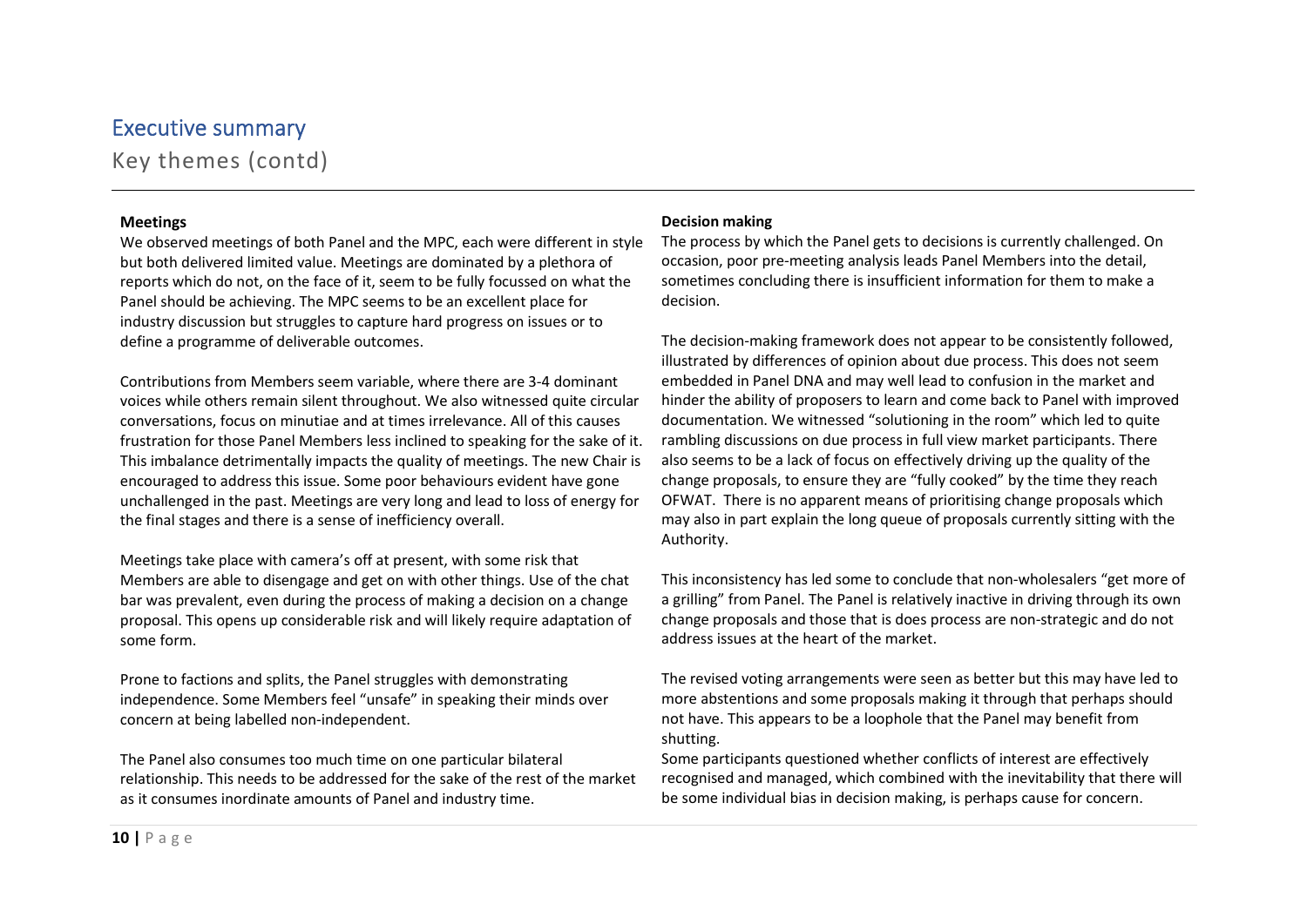# Executive summary

## Key themes (contd)

**Meetings**

We observed meetings of both Panel and the MPC, each were different in style but both delivered limited value. Meetings are dominated by a plethora of reports which do not, on the face of it, seem to be fully focussed on what the Panel should be achieving. The MPC seems to be an excellent place for industry discussion but struggles to capture hard progress on issues or to define a programme of deliverable outcomes.

Contributions from Members seem variable, where there are 3-4 dominant voices while others remain silent throughout. We also witnessed quite circular conversations, focus on minutiae and at times irrelevance. All of this causes frustration for those Panel Members less inclined to speaking for the sake of it. This imbalance detrimentally impacts the quality of meetings. The new Chair is encouraged to address this issue. Some poor behaviours evident have gone unchallenged in the past. Meetings are very long and lead to loss of energy for the final stages and there is a sense of inefficiency overall.

Meetings take place with camera's off at present, with some risk that Members are able to disengage and get on with other things. Use of the chat bar was prevalent, even during the process of making a decision on a change proposal. This opens up considerable risk and will likely require adaptation of some form.

Prone to factions and splits, the Panel struggles with demonstrating independence. Some Members feel "unsafe" in speaking their minds over concern at being labelled non-independent.

The Panel also consumes too much time on one particular bilateral relationship. This needs to be addressed for the sake of the rest of the market as it consumes inordinate amounts of Panel and industry time.

**Decision making**

The process by which the Panel gets to decisions is currently challenged. On occasion, poor pre-meeting analysis leads Panel Members into the detail, sometimes concluding there is insufficient information for them to make a decision.

The decision-making framework does not appear to be consistently followed, illustrated by differences of opinion about due process. This does not seem embedded in Panel DNA and may well lead to confusion in the market and hinder the ability of proposers to learn and come back to Panel with improved documentation. We witnessed "solutioning in the room" which led to quite rambling discussions on due process in full view market participants. There also seems to be a lack of focus on effectively driving up the quality of the change proposals, to ensure they are "fully cooked" by the time they reach OFWAT. There is no apparent means of prioritising change proposals which may also in part explain the long queue of proposals currently sitting with the Authority.

This inconsistency has led some to conclude that non-wholesalers "get more of a grilling" from Panel. The Panel is relatively inactive in driving through its own change proposals and those that is does process are non-strategic and do not address issues at the heart of the market.

The revised voting arrangements were seen as better but this may have led to more abstentions and some proposals making it through that perhaps should not have. This appears to be a loophole that the Panel may benefit from shutting.

Some participants questioned whether conflicts of interest are effectively recognised and managed, which combined with the inevitability that there will be some individual bias in decision making, is perhaps cause for concern.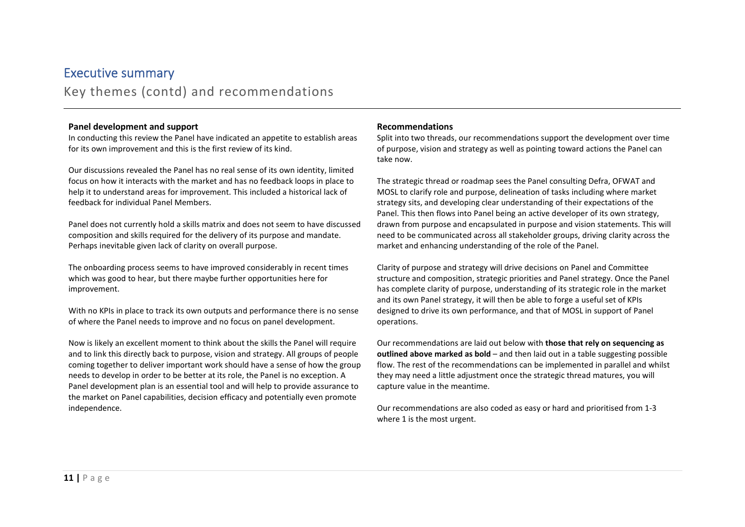# Executive summary

## Key themes (contd) and recommendations

### Panel development and support

In conducting this review the Panel have indicated an appetite to establish areas for its own improvement and this is the first review of its kind.

Our discussions revealed the Panel has no real sense of its own identity, limited focus on how it interacts with the market and has no feedback loops in place to help it to understand areas for improvement. This included a historical lack of feedback for individual Panel Members.

Panel does not currently hold a skills matrix and does not seem to have discussed composition and skills required for the delivery of its purpose and mandate. Perhaps inevitable given lack of clarity on overall purpose.

The onboarding process seems to have improved considerably in recent times which was good to hear, but there maybe further opportunities here for improvement.

With no KPIs in place to track its own outputs and performance there is no sense of where the Panel needs to improve and no focus on panel development.

Now is likely an excellent moment to think about the skills the Panel will require and to link this directly back to purpose, vision and strategy. All groups of people coming together to deliver important work should have a sense of how the group needs to develop in order to be better at its role, the Panel is no exception. A Panel development plan is an essential tool and will help to provide assurance to the market on Panel capabilities, decision efficacy and potentially even promote independence.

### Recommendations

Split into two threads, our recommendations support the development over time of purpose, vision and strategy as well as pointing toward actions the Panel can take now.

The strategic thread or roadmap sees the Panel consulting Defra, OFWAT and MOSL to clarify role and purpose, delineation of tasks including where market strategy sits, and developing clear understanding of their expectations of the Panel. This then flows into Panel being an active developer of its own strategy, drawn from purpose and encapsulated in purpose and vision statements. This will need to be communicated across all stakeholder groups, driving clarity across the market and enhancing understanding of the role of the Panel.

Clarity of purpose and strategy will drive decisions on Panel and Committee structure and composition, strategic priorities and Panel strategy. Once the Panel has complete clarity of purpose, understanding of its strategic role in the market and its own Panel strategy, it will then be able to forge a useful set of KPIs designed to drive its own performance, and that of MOSL in support of Panel operations.

Our recommendations are laid out below with **those that rely on sequencing as outlined above marked as bold** – and then laid out in a table suggesting possible flow. The rest of the recommendations can be implemented in parallel and whilst they may need a little adjustment once the strategic thread matures, you will capture value in the meantime.

Our recommendations are also coded as easy or hard and prioritised from 1-3 where 1 is the most urgent.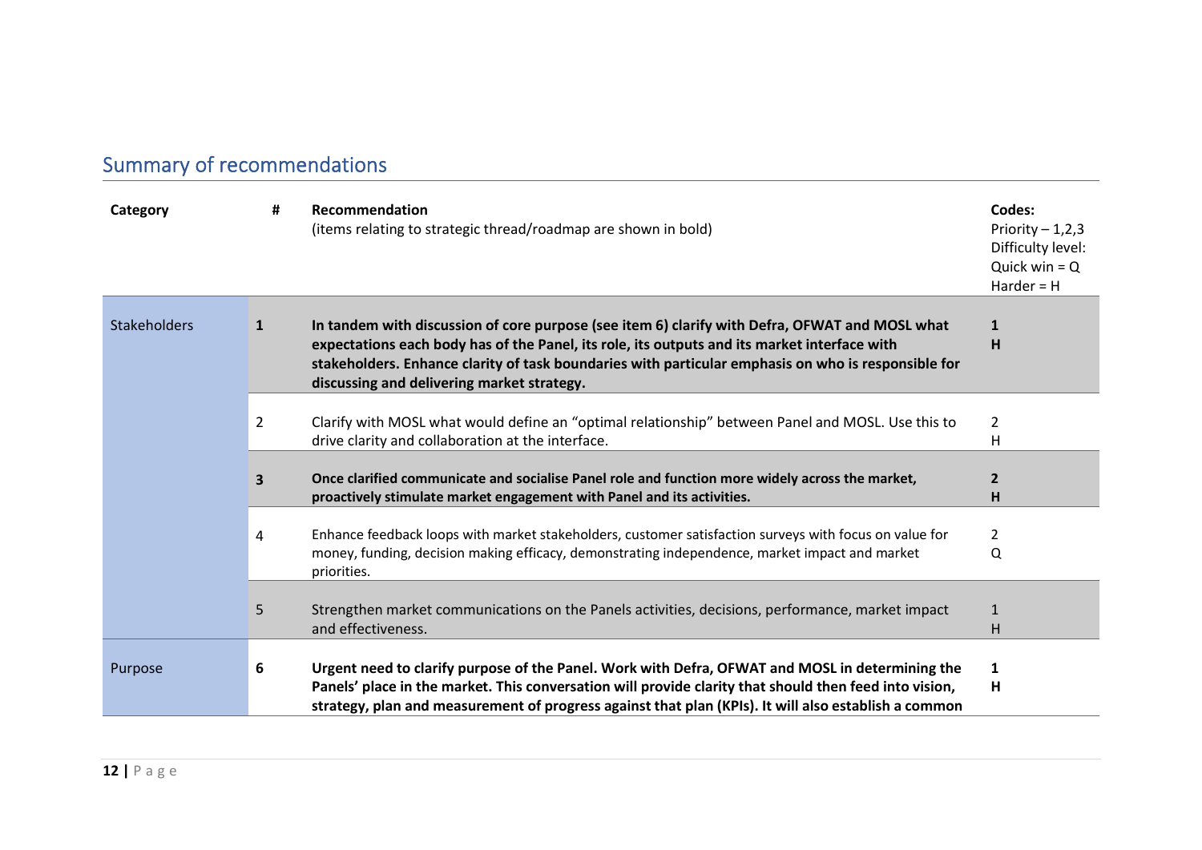## Summary of recommendations

| Category | # | Recommendation<br>(items relating to strategic thread/roadmap are shown in bold) | Codes:<br>Priority – 1,2,3<br>Difficulty level:<br>Quick win = Q<br>Harder = H |
|---|---|---|---|
| Stakeholders | **1** | **In tandem with discussion of core purpose (see item 6) clarify with Defra, OFWAT and MOSL what expectations each body has of the Panel, its role, its outputs and its market interface with stakeholders. Enhance clarity of task boundaries with particular emphasis on who is responsible for discussing and delivering market strategy.** | **1**<br>**H** |
| | 2 | Clarify with MOSL what would define an "optimal relationship" between Panel and MOSL. Use this to drive clarity and collaboration at the interface. | 2<br>H |
| | **3** | **Once clarified communicate and socialise Panel role and function more widely across the market, proactively stimulate market engagement with Panel and its activities.** | **2**<br>**H** |
| | 4 | Enhance feedback loops with market stakeholders, customer satisfaction surveys with focus on value for money, funding, decision making efficacy, demonstrating independence, market impact and market priorities. | 2<br>Q |
| | 5 | Strengthen market communications on the Panels activities, decisions, performance, market impact and effectiveness. | 1<br>H |
| Purpose | **6** | **Urgent need to clarify purpose of the Panel. Work with Defra, OFWAT and MOSL in determining the Panels' place in the market. This conversation will provide clarity that should then feed into vision, strategy, plan and measurement of progress against that plan (KPIs). It will also establish a common** | **1**<br>**H** |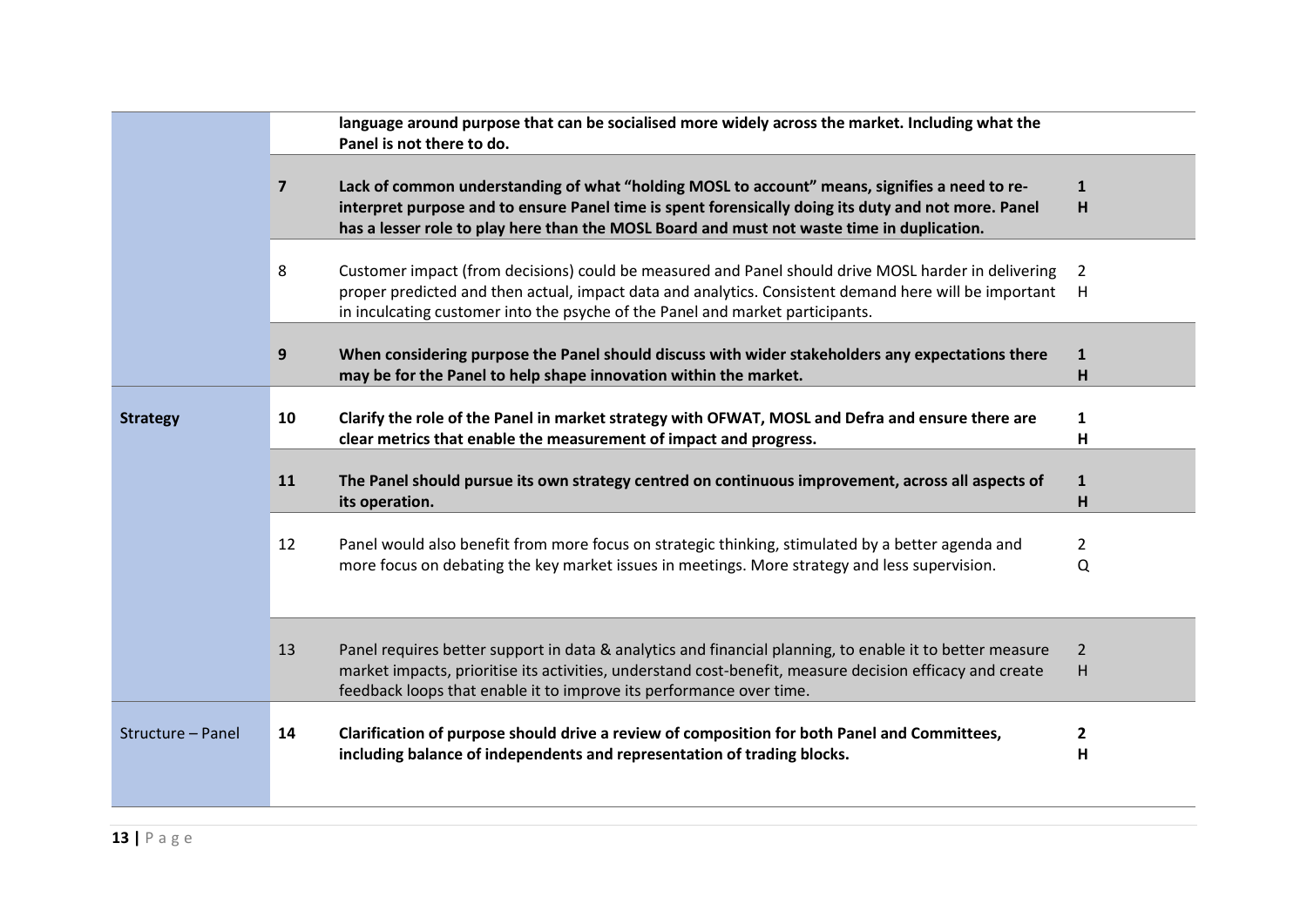| | | | |
|---|---|---|---|
| | | **language around purpose that can be socialised more widely across the market. Including what the Panel is not there to do.** | |
| | **7** | **Lack of common understanding of what "holding MOSL to account" means, signifies a need to re-interpret purpose and to ensure Panel time is spent forensically doing its duty and not more. Panel has a lesser role to play here than the MOSL Board and must not waste time in duplication.** | **1 H** |
| | 8 | Customer impact (from decisions) could be measured and Panel should drive MOSL harder in delivering proper predicted and then actual, impact data and analytics. Consistent demand here will be important in inculcating customer into the psyche of the Panel and market participants. | 2 H |
| | **9** | **When considering purpose the Panel should discuss with wider stakeholders any expectations there may be for the Panel to help shape innovation within the market.** | **1 H** |
| **Strategy** | **10** | **Clarify the role of the Panel in market strategy with OFWAT, MOSL and Defra and ensure there are clear metrics that enable the measurement of impact and progress.** | **1 H** |
| | **11** | **The Panel should pursue its own strategy centred on continuous improvement, across all aspects of its operation.** | **1 H** |
| | 12 | Panel would also benefit from more focus on strategic thinking, stimulated by a better agenda and more focus on debating the key market issues in meetings. More strategy and less supervision. | 2 Q |
| | 13 | Panel requires better support in data & analytics and financial planning, to enable it to better measure market impacts, prioritise its activities, understand cost-benefit, measure decision efficacy and create feedback loops that enable it to improve its performance over time. | 2 H |
| Structure – Panel | **14** | **Clarification of purpose should drive a review of composition for both Panel and Committees, including balance of independents and representation of trading blocks.** | **2 H** |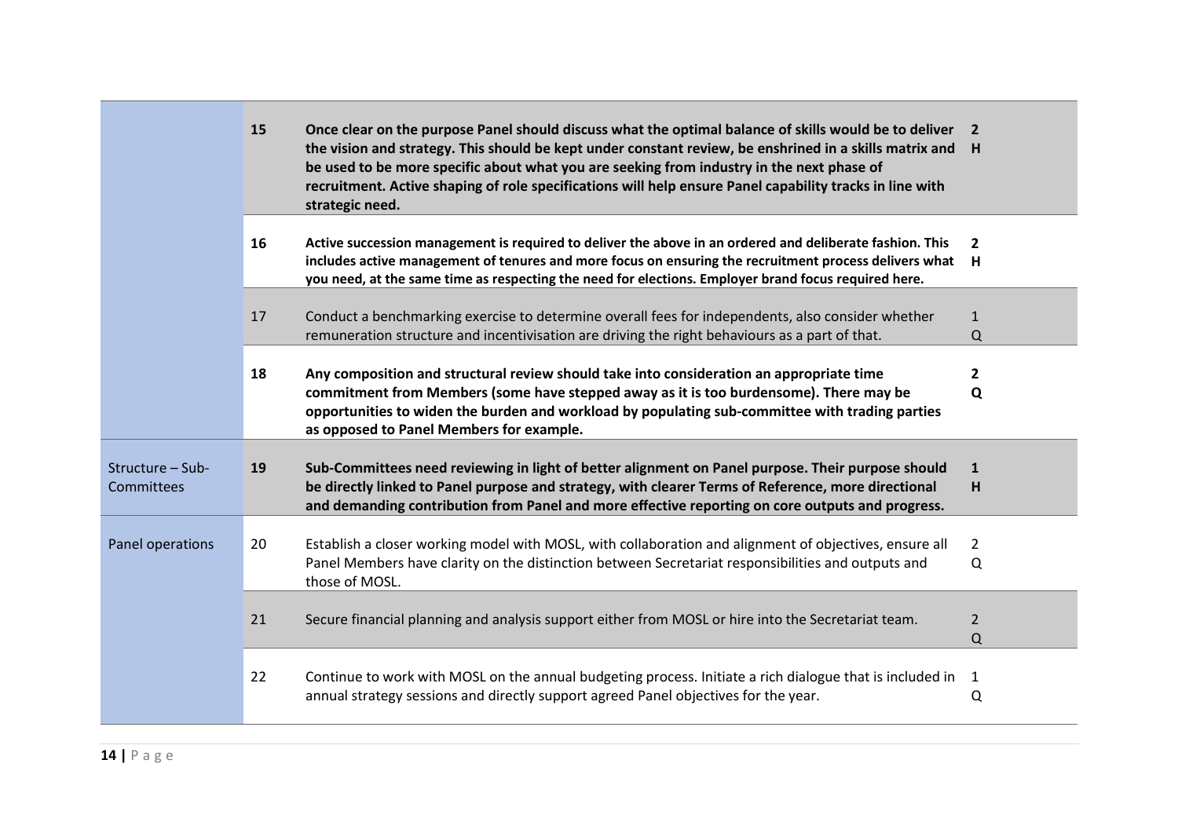| | | | |
|---|---|---|---|
| | **15** | **Once clear on the purpose Panel should discuss what the optimal balance of skills would be to deliver the vision and strategy. This should be kept under constant review, be enshrined in a skills matrix and be used to be more specific about what you are seeking from industry in the next phase of recruitment. Active shaping of role specifications will help ensure Panel capability tracks in line with strategic need.** | **2 H** |
| | **16** | **Active succession management is required to deliver the above in an ordered and deliberate fashion. This includes active management of tenures and more focus on ensuring the recruitment process delivers what you need, at the same time as respecting the need for elections. Employer brand focus required here.** | **2 H** |
| | 17 | Conduct a benchmarking exercise to determine overall fees for independents, also consider whether remuneration structure and incentivisation are driving the right behaviours as a part of that. | 1 Q |
| | **18** | **Any composition and structural review should take into consideration an appropriate time commitment from Members (some have stepped away as it is too burdensome). There may be opportunities to widen the burden and workload by populating sub-committee with trading parties as opposed to Panel Members for example.** | **2 Q** |
| Structure – Sub-Committees | **19** | **Sub-Committees need reviewing in light of better alignment on Panel purpose. Their purpose should be directly linked to Panel purpose and strategy, with clearer Terms of Reference, more directional and demanding contribution from Panel and more effective reporting on core outputs and progress.** | **1 H** |
| Panel operations | 20 | Establish a closer working model with MOSL, with collaboration and alignment of objectives, ensure all Panel Members have clarity on the distinction between Secretariat responsibilities and outputs and those of MOSL. | 2 Q |
| | 21 | Secure financial planning and analysis support either from MOSL or hire into the Secretariat team. | 2 Q |
| | 22 | Continue to work with MOSL on the annual budgeting process. Initiate a rich dialogue that is included in annual strategy sessions and directly support agreed Panel objectives for the year. | 1 Q |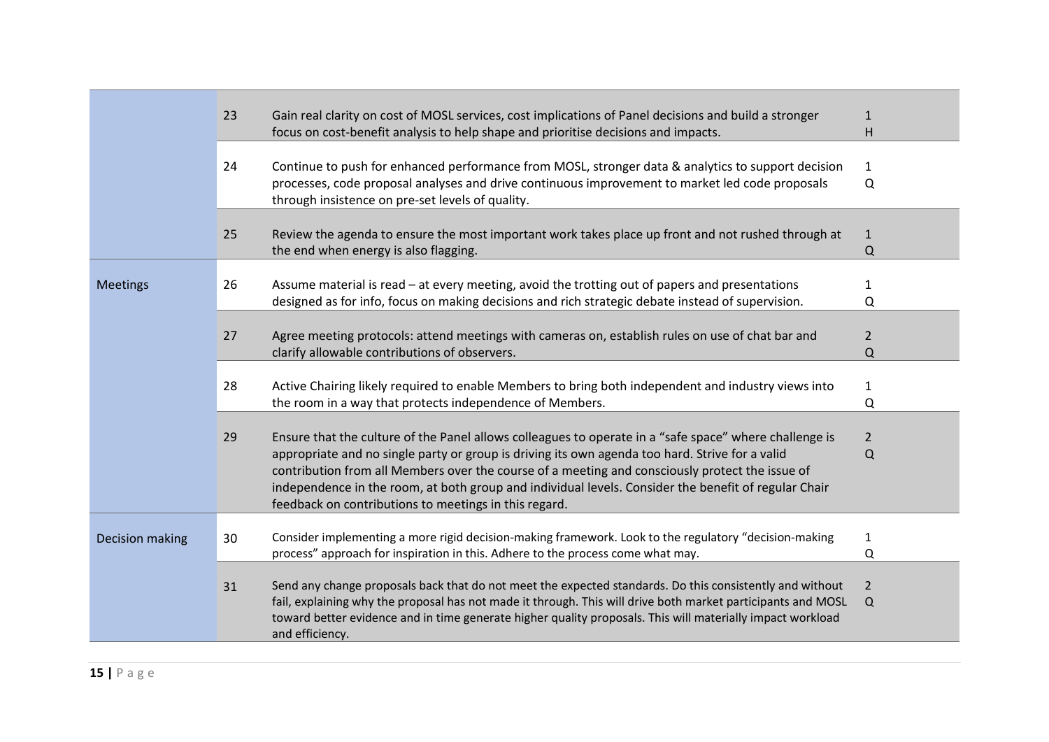|  |  |  |  |
|---|---|---|---|
|  | 23 | Gain real clarity on cost of MOSL services, cost implications of Panel decisions and build a stronger focus on cost-benefit analysis to help shape and prioritise decisions and impacts. | 1 H |
|  | 24 | Continue to push for enhanced performance from MOSL, stronger data & analytics to support decision processes, code proposal analyses and drive continuous improvement to market led code proposals through insistence on pre-set levels of quality. | 1 Q |
|  | 25 | Review the agenda to ensure the most important work takes place up front and not rushed through at the end when energy is also flagging. | 1 Q |
| Meetings | 26 | Assume material is read – at every meeting, avoid the trotting out of papers and presentations designed as for info, focus on making decisions and rich strategic debate instead of supervision. | 1 Q |
|  | 27 | Agree meeting protocols: attend meetings with cameras on, establish rules on use of chat bar and clarify allowable contributions of observers. | 2 Q |
|  | 28 | Active Chairing likely required to enable Members to bring both independent and industry views into the room in a way that protects independence of Members. | 1 Q |
|  | 29 | Ensure that the culture of the Panel allows colleagues to operate in a "safe space" where challenge is appropriate and no single party or group is driving its own agenda too hard. Strive for a valid contribution from all Members over the course of a meeting and consciously protect the issue of independence in the room, at both group and individual levels. Consider the benefit of regular Chair feedback on contributions to meetings in this regard. | 2 Q |
| Decision making | 30 | Consider implementing a more rigid decision-making framework. Look to the regulatory "decision-making process" approach for inspiration in this. Adhere to the process come what may. | 1 Q |
|  | 31 | Send any change proposals back that do not meet the expected standards. Do this consistently and without fail, explaining why the proposal has not made it through. This will drive both market participants and MOSL toward better evidence and in time generate higher quality proposals. This will materially impact workload and efficiency. | 2 Q |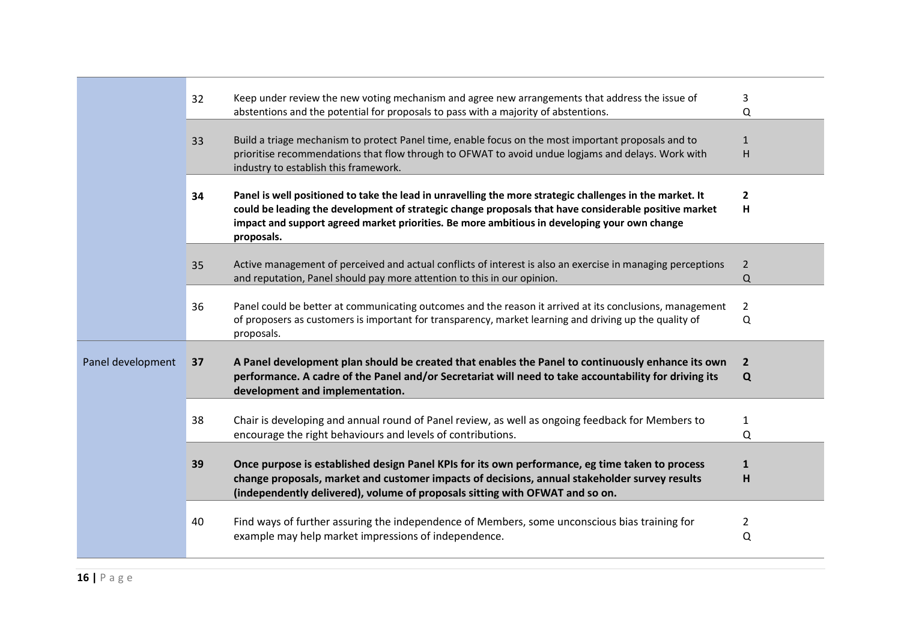| | | | |
|---|---|---|---|
| | 32 | Keep under review the new voting mechanism and agree new arrangements that address the issue of abstentions and the potential for proposals to pass with a majority of abstentions. | 3 Q |
| | 33 | Build a triage mechanism to protect Panel time, enable focus on the most important proposals and to prioritise recommendations that flow through to OFWAT to avoid undue logjams and delays. Work with industry to establish this framework. | 1 H |
| | **34** | **Panel is well positioned to take the lead in unravelling the more strategic challenges in the market. It could be leading the development of strategic change proposals that have considerable positive market impact and support agreed market priorities. Be more ambitious in developing your own change proposals.** | **2 H** |
| | 35 | Active management of perceived and actual conflicts of interest is also an exercise in managing perceptions and reputation, Panel should pay more attention to this in our opinion. | 2 Q |
| | 36 | Panel could be better at communicating outcomes and the reason it arrived at its conclusions, management of proposers as customers is important for transparency, market learning and driving up the quality of proposals. | 2 Q |
| Panel development | **37** | **A Panel development plan should be created that enables the Panel to continuously enhance its own performance. A cadre of the Panel and/or Secretariat will need to take accountability for driving its development and implementation.** | **2 Q** |
| | 38 | Chair is developing and annual round of Panel review, as well as ongoing feedback for Members to encourage the right behaviours and levels of contributions. | 1 Q |
| | **39** | **Once purpose is established design Panel KPIs for its own performance, eg time taken to process change proposals, market and customer impacts of decisions, annual stakeholder survey results (independently delivered), volume of proposals sitting with OFWAT and so on.** | **1 H** |
| | 40 | Find ways of further assuring the independence of Members, some unconscious bias training for example may help market impressions of independence. | 2 Q |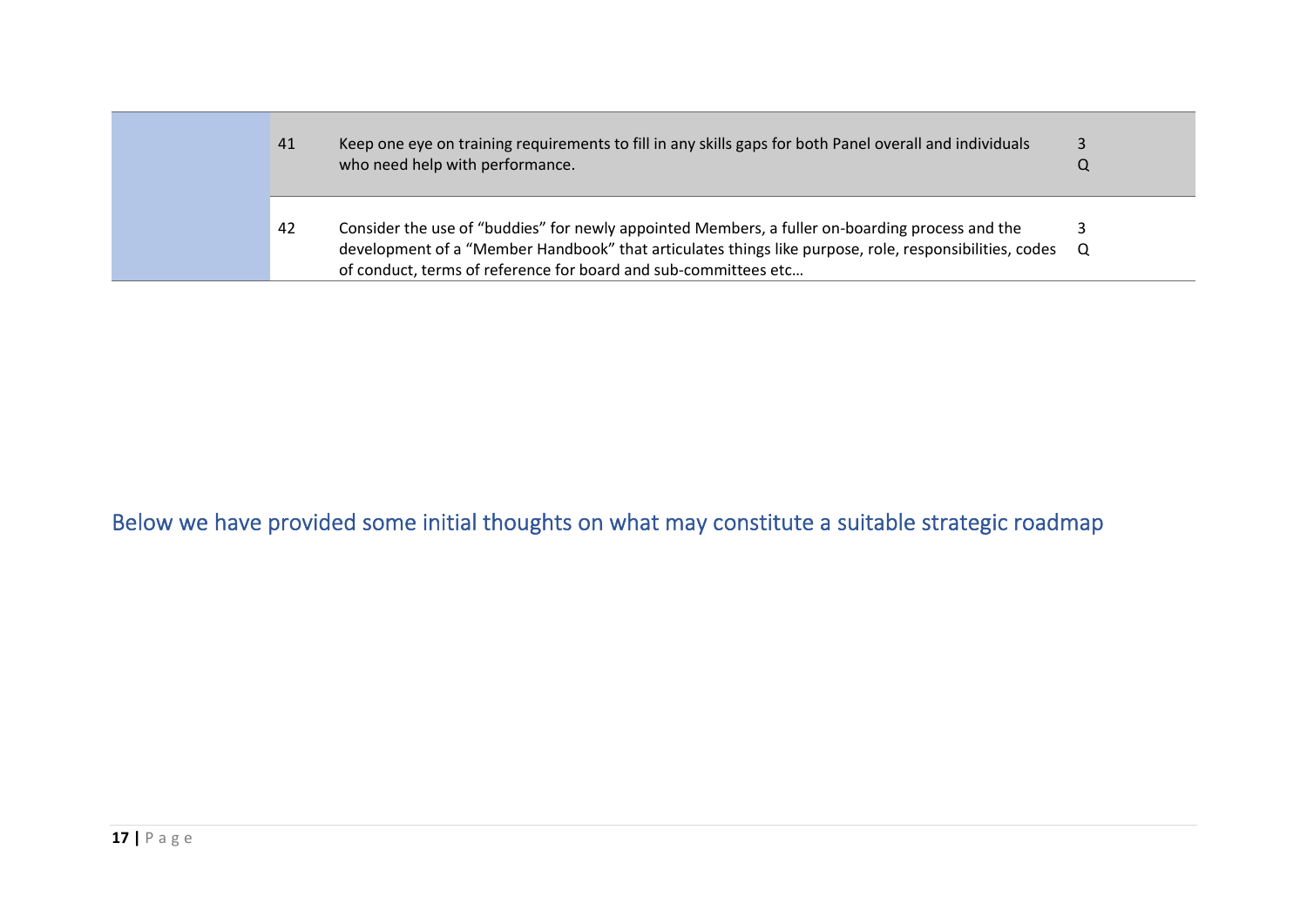| | | | |
|---|---|---|---|
| | 41 | Keep one eye on training requirements to fill in any skills gaps for both Panel overall and individuals who need help with performance. | 3 Q |
| | 42 | Consider the use of “buddies” for newly appointed Members, a fuller on-boarding process and the development of a “Member Handbook” that articulates things like purpose, role, responsibilities, codes of conduct, terms of reference for board and sub-committees etc… | 3 Q |

## Below we have provided some initial thoughts on what may constitute a suitable strategic roadmap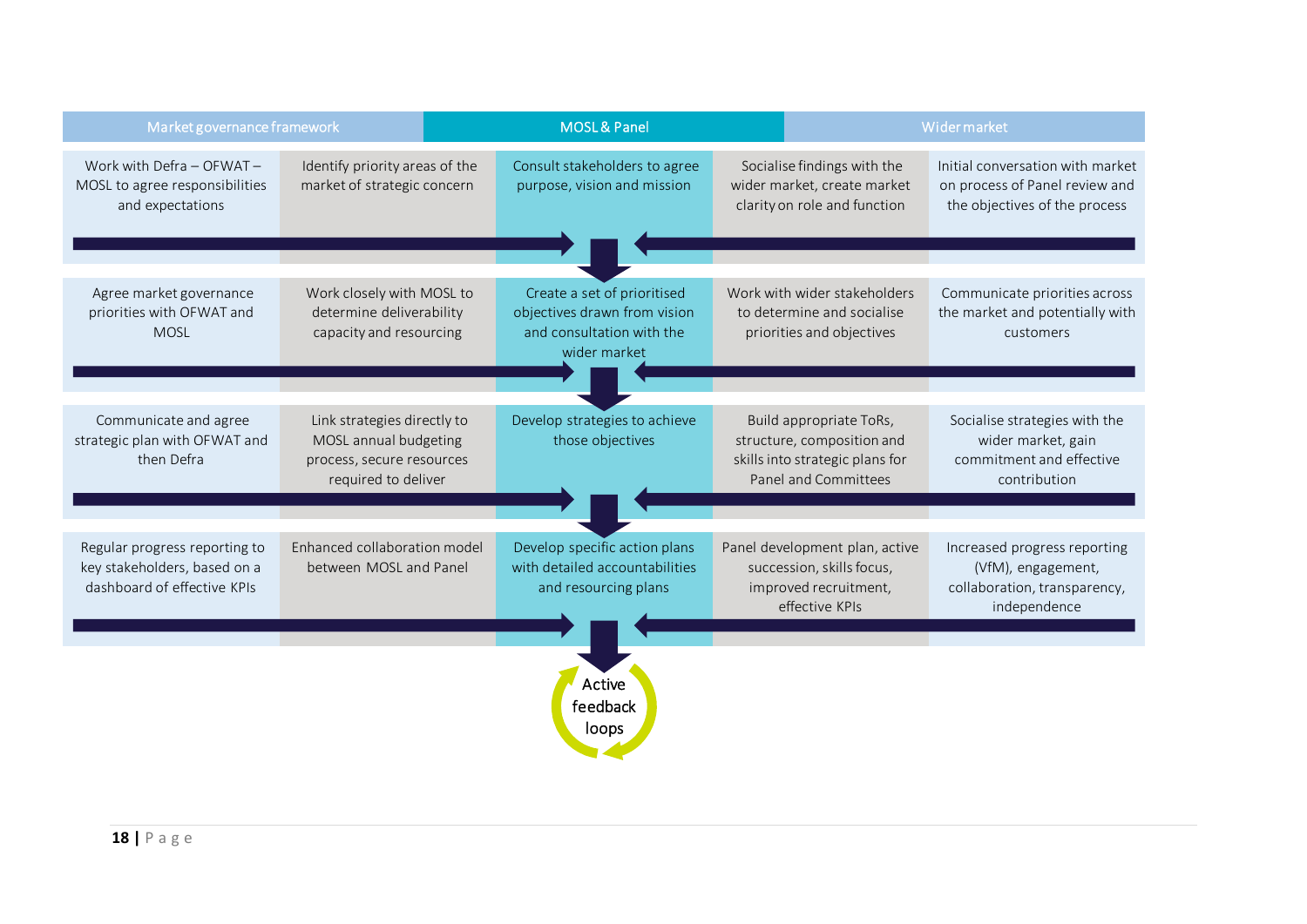| Market governance framework | | MOSL & Panel | Wider market | |
|---|---|---|---|---|
| Work with Defra – OFWAT – MOSL to agree responsibilities and expectations | Identify priority areas of the market of strategic concern | Consult stakeholders to agree purpose, vision and mission | Socialise findings with the wider market, create market clarity on role and function | Initial conversation with market on process of Panel review and the objectives of the process |
| Agree market governance priorities with OFWAT and MOSL | Work closely with MOSL to determine deliverability capacity and resourcing | Create a set of prioritised objectives drawn from vision and consultation with the wider market | Work with wider stakeholders to determine and socialise priorities and objectives | Communicate priorities across the market and potentially with customers |
| Communicate and agree strategic plan with OFWAT and then Defra | Link strategies directly to MOSL annual budgeting process, secure resources required to deliver | Develop strategies to achieve those objectives | Build appropriate ToRs, structure, composition and skills into strategic plans for Panel and Committees | Socialise strategies with the wider market, gain commitment and effective contribution |
| Regular progress reporting to key stakeholders, based on a dashboard of effective KPIs | Enhanced collaboration model between MOSL and Panel | Develop specific action plans with detailed accountabilities and resourcing plans | Panel development plan, active succession, skills focus, improved recruitment, effective KPIs | Increased progress reporting (VfM), engagement, collaboration, transparency, independence |

Active feedback loops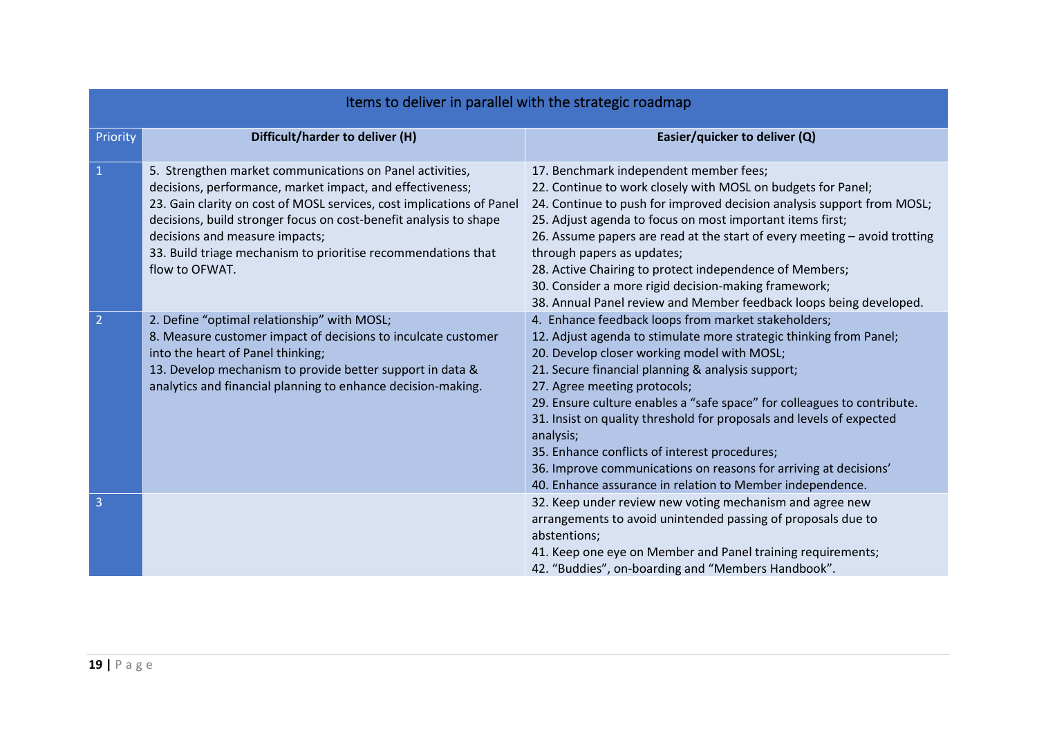| Items to deliver in parallel with the strategic roadmap | | |
|---|---|---|
| **Priority** | **Difficult/harder to deliver (H)** | **Easier/quicker to deliver (Q)** |
| 1 | 5. Strengthen market communications on Panel activities, decisions, performance, market impact, and effectiveness;<br>23. Gain clarity on cost of MOSL services, cost implications of Panel decisions, build stronger focus on cost-benefit analysis to shape decisions and measure impacts;<br>33. Build triage mechanism to prioritise recommendations that flow to OFWAT. | 17. Benchmark independent member fees;<br>22. Continue to work closely with MOSL on budgets for Panel;<br>24. Continue to push for improved decision analysis support from MOSL;<br>25. Adjust agenda to focus on most important items first;<br>26. Assume papers are read at the start of every meeting – avoid trotting through papers as updates;<br>28. Active Chairing to protect independence of Members;<br>30. Consider a more rigid decision-making framework;<br>38. Annual Panel review and Member feedback loops being developed. |
| 2 | 2. Define "optimal relationship" with MOSL;<br>8. Measure customer impact of decisions to inculcate customer into the heart of Panel thinking;<br>13. Develop mechanism to provide better support in data & analytics and financial planning to enhance decision-making. | 4. Enhance feedback loops from market stakeholders;<br>12. Adjust agenda to stimulate more strategic thinking from Panel;<br>20. Develop closer working model with MOSL;<br>21. Secure financial planning & analysis support;<br>27. Agree meeting protocols;<br>29. Ensure culture enables a "safe space" for colleagues to contribute.<br>31. Insist on quality threshold for proposals and levels of expected analysis;<br>35. Enhance conflicts of interest procedures;<br>36. Improve communications on reasons for arriving at decisions'<br>40. Enhance assurance in relation to Member independence. |
| 3 | | 32. Keep under review new voting mechanism and agree new arrangements to avoid unintended passing of proposals due to abstentions;<br>41. Keep one eye on Member and Panel training requirements;<br>42. "Buddies", on-boarding and "Members Handbook". |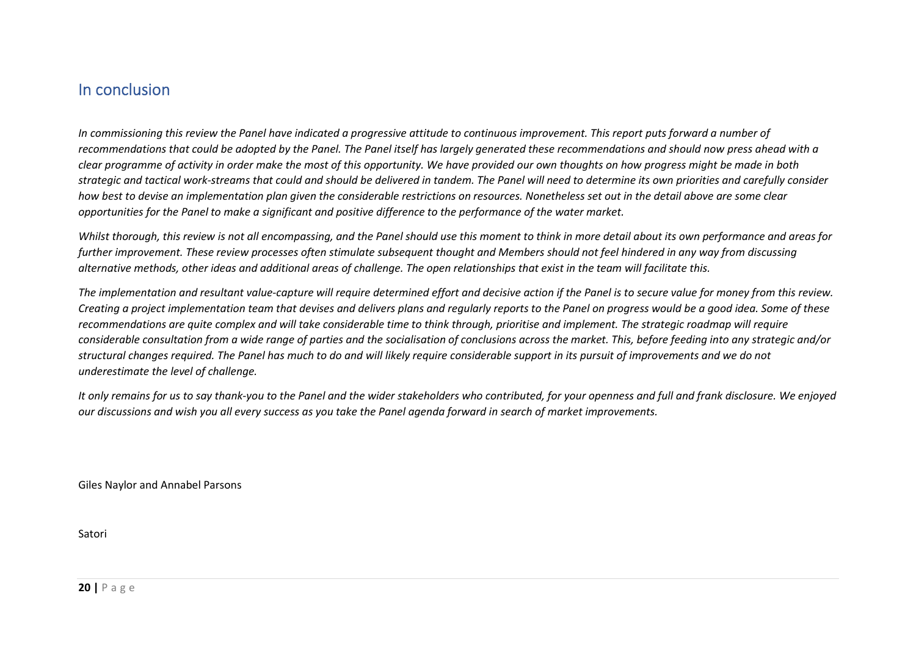## In conclusion

*In commissioning this review the Panel have indicated a progressive attitude to continuous improvement. This report puts forward a number of recommendations that could be adopted by the Panel. The Panel itself has largely generated these recommendations and should now press ahead with a clear programme of activity in order make the most of this opportunity. We have provided our own thoughts on how progress might be made in both strategic and tactical work-streams that could and should be delivered in tandem. The Panel will need to determine its own priorities and carefully consider how best to devise an implementation plan given the considerable restrictions on resources. Nonetheless set out in the detail above are some clear opportunities for the Panel to make a significant and positive difference to the performance of the water market.*

*Whilst thorough, this review is not all encompassing, and the Panel should use this moment to think in more detail about its own performance and areas for further improvement. These review processes often stimulate subsequent thought and Members should not feel hindered in any way from discussing alternative methods, other ideas and additional areas of challenge. The open relationships that exist in the team will facilitate this.*

*The implementation and resultant value-capture will require determined effort and decisive action if the Panel is to secure value for money from this review. Creating a project implementation team that devises and delivers plans and regularly reports to the Panel on progress would be a good idea. Some of these recommendations are quite complex and will take considerable time to think through, prioritise and implement. The strategic roadmap will require considerable consultation from a wide range of parties and the socialisation of conclusions across the market. This, before feeding into any strategic and/or structural changes required. The Panel has much to do and will likely require considerable support in its pursuit of improvements and we do not underestimate the level of challenge.*

*It only remains for us to say thank-you to the Panel and the wider stakeholders who contributed, for your openness and full and frank disclosure. We enjoyed our discussions and wish you all every success as you take the Panel agenda forward in search of market improvements.*

Giles Naylor and Annabel Parsons

Satori